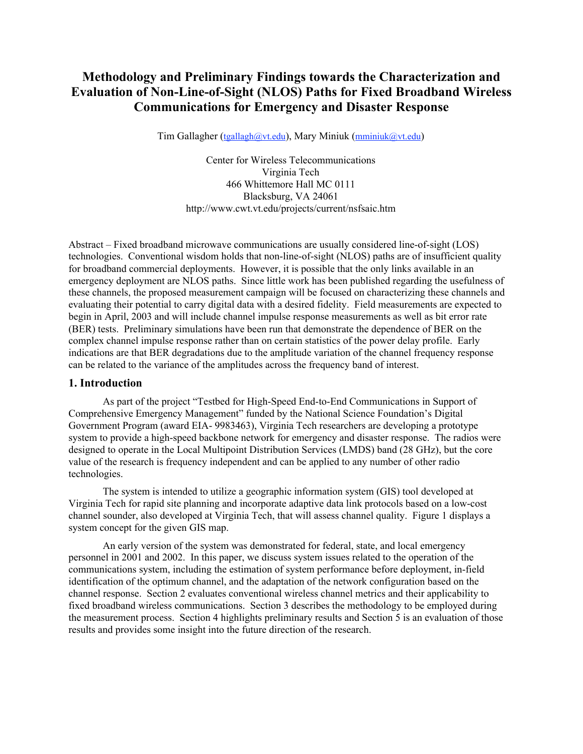# Methodology and Preliminary Findings towards the Characterization and Evaluation of Non-Line-of-Sight (NLOS) Paths for Fixed Broadband Wireless Communications for Emergency and Disaster Response

Tim Gallagher (tgallagh@vt.edu), Mary Miniuk (mminiuk@vt.edu)

Center for Wireless Telecommunications
Virginia Tech
466 Whittemore Hall MC 0111
Blacksburg, VA 24061
http://www.cwt.vt.edu/projects/current/nsfsaic.htm

Abstract – Fixed broadband microwave communications are usually considered line-of-sight (LOS) technologies. Conventional wisdom holds that non-line-of-sight (NLOS) paths are of insufficient quality for broadband commercial deployments. However, it is possible that the only links available in an emergency deployment are NLOS paths. Since little work has been published regarding the usefulness of these channels, the proposed measurement campaign will be focused on characterizing these channels and evaluating their potential to carry digital data with a desired fidelity. Field measurements are expected to begin in April, 2003 and will include channel impulse response measurements as well as bit error rate (BER) tests. Preliminary simulations have been run that demonstrate the dependence of BER on the complex channel impulse response rather than on certain statistics of the power delay profile. Early indications are that BER degradations due to the amplitude variation of the channel frequency response can be related to the variance of the amplitudes across the frequency band of interest.

## 1. Introduction

As part of the project "Testbed for High-Speed End-to-End Communications in Support of Comprehensive Emergency Management" funded by the National Science Foundation's Digital Government Program (award EIA- 9983463), Virginia Tech researchers are developing a prototype system to provide a high-speed backbone network for emergency and disaster response. The radios were designed to operate in the Local Multipoint Distribution Services (LMDS) band (28 GHz), but the core value of the research is frequency independent and can be applied to any number of other radio technologies.

The system is intended to utilize a geographic information system (GIS) tool developed at Virginia Tech for rapid site planning and incorporate adaptive data link protocols based on a low-cost channel sounder, also developed at Virginia Tech, that will assess channel quality. Figure 1 displays a system concept for the given GIS map.

An early version of the system was demonstrated for federal, state, and local emergency personnel in 2001 and 2002. In this paper, we discuss system issues related to the operation of the communications system, including the estimation of system performance before deployment, in-field identification of the optimum channel, and the adaptation of the network configuration based on the channel response. Section 2 evaluates conventional wireless channel metrics and their applicability to fixed broadband wireless communications. Section 3 describes the methodology to be employed during the measurement process. Section 4 highlights preliminary results and Section 5 is an evaluation of those results and provides some insight into the future direction of the research.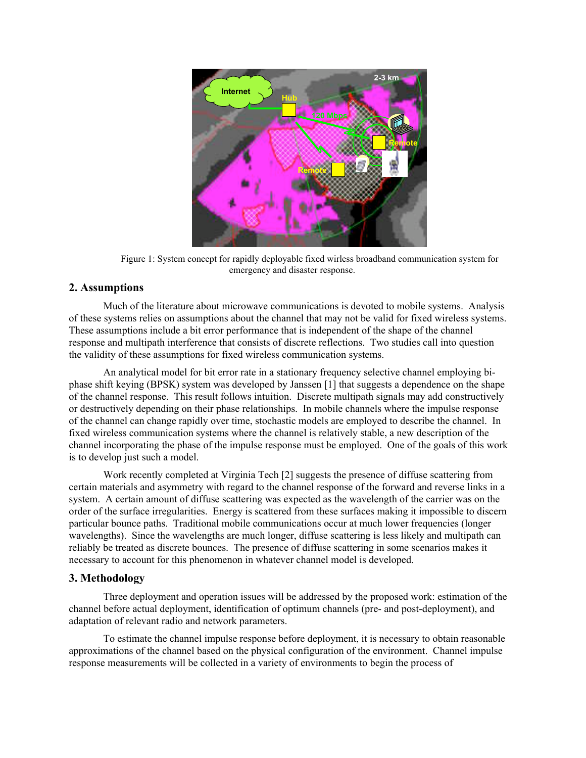Figure 1: System concept for rapidly deployable fixed wireless broadband communication system for emergency and disaster response.

## 2. Assumptions

Much of the literature about microwave communications is devoted to mobile systems. Analysis of these systems relies on assumptions about the channel that may not be valid for fixed wireless systems. These assumptions include a bit error performance that is independent of the shape of the channel response and multipath interference that consists of discrete reflections. Two studies call into question the validity of these assumptions for fixed wireless communication systems.

An analytical model for bit error rate in a stationary frequency selective channel employing bi-phase shift keying (BPSK) system was developed by Janssen [1] that suggests a dependence on the shape of the channel response. This result follows intuition. Discrete multipath signals may add constructively or destructively depending on their phase relationships. In mobile channels where the impulse response of the channel can change rapidly over time, stochastic models are employed to describe the channel. In fixed wireless communication systems where the channel is relatively stable, a new description of the channel incorporating the phase of the impulse response must be employed. One of the goals of this work is to develop just such a model.

Work recently completed at Virginia Tech [2] suggests the presence of diffuse scattering from certain materials and asymmetry with regard to the channel response of the forward and reverse links in a system. A certain amount of diffuse scattering was expected as the wavelength of the carrier was on the order of the surface irregularities. Energy is scattered from these surfaces making it impossible to discern particular bounce paths. Traditional mobile communications occur at much lower frequencies (longer wavelengths). Since the wavelengths are much longer, diffuse scattering is less likely and multipath can reliably be treated as discrete bounces. The presence of diffuse scattering in some scenarios makes it necessary to account for this phenomenon in whatever channel model is developed.

## 3. Methodology

Three deployment and operation issues will be addressed by the proposed work: estimation of the channel before actual deployment, identification of optimum channels (pre- and post-deployment), and adaptation of relevant radio and network parameters.

To estimate the channel impulse response before deployment, it is necessary to obtain reasonable approximations of the channel based on the physical configuration of the environment. Channel impulse response measurements will be collected in a variety of environments to begin the process of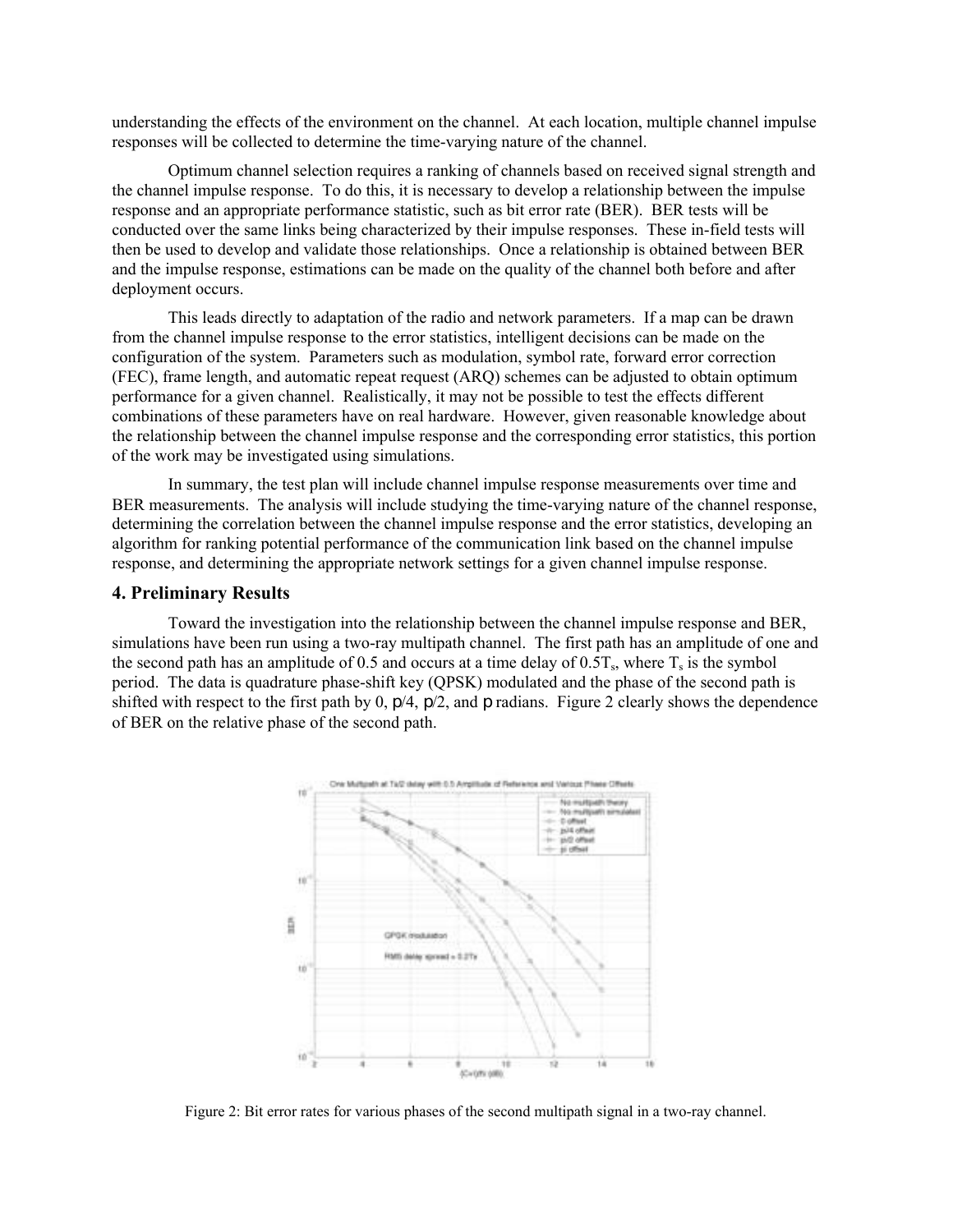understanding the effects of the environment on the channel. At each location, multiple channel impulse responses will be collected to determine the time-varying nature of the channel.

Optimum channel selection requires a ranking of channels based on received signal strength and the channel impulse response. To do this, it is necessary to develop a relationship between the impulse response and an appropriate performance statistic, such as bit error rate (BER). BER tests will be conducted over the same links being characterized by their impulse responses. These in-field tests will then be used to develop and validate those relationships. Once a relationship is obtained between BER and the impulse response, estimations can be made on the quality of the channel both before and after deployment occurs.

This leads directly to adaptation of the radio and network parameters. If a map can be drawn from the channel impulse response to the error statistics, intelligent decisions can be made on the configuration of the system. Parameters such as modulation, symbol rate, forward error correction (FEC), frame length, and automatic repeat request (ARQ) schemes can be adjusted to obtain optimum performance for a given channel. Realistically, it may not be possible to test the effects different combinations of these parameters have on real hardware. However, given reasonable knowledge about the relationship between the channel impulse response and the corresponding error statistics, this portion of the work may be investigated using simulations.

In summary, the test plan will include channel impulse response measurements over time and BER measurements. The analysis will include studying the time-varying nature of the channel response, determining the correlation between the channel impulse response and the error statistics, developing an algorithm for ranking potential performance of the communication link based on the channel impulse response, and determining the appropriate network settings for a given channel impulse response.

## 4. Preliminary Results

Toward the investigation into the relationship between the channel impulse response and BER, simulations have been run using a two-ray multipath channel. The first path has an amplitude of one and the second path has an amplitude of 0.5 and occurs at a time delay of $0.5T_s$, where $T_s$ is the symbol period. The data is quadrature phase-shift key (QPSK) modulated and the phase of the second path is shifted with respect to the first path by 0, $\pi/4$, $\pi/2$, and $\pi$ radians. Figure 2 clearly shows the dependence of BER on the relative phase of the second path.

Figure 2: Bit error rates for various phases of the second multipath signal in a two-ray channel.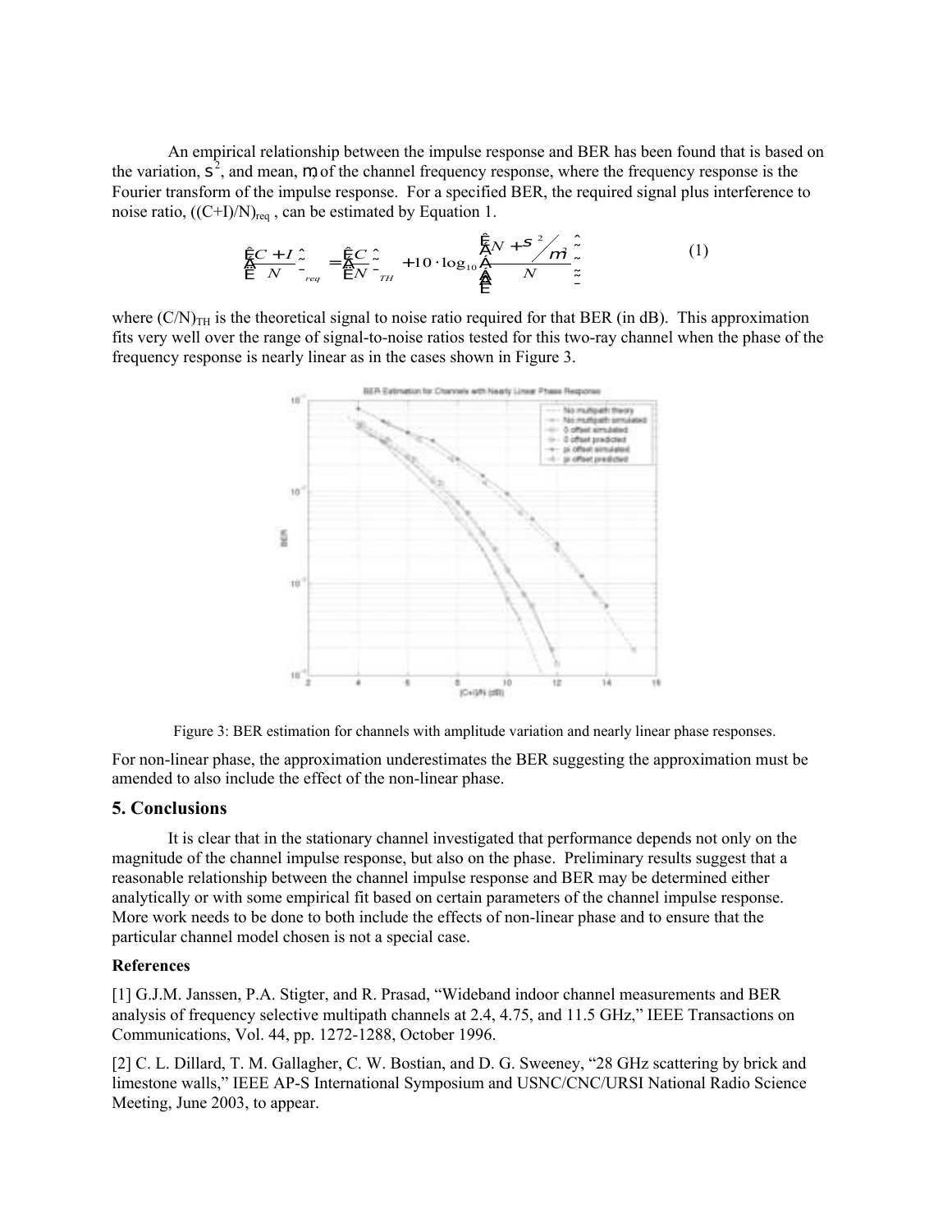An empirical relationship between the impulse response and BER has been found that is based on the variation, $\sigma^2$, and mean, $\mu$, of the channel frequency response, where the frequency response is the Fourier transform of the impulse response. For a specified BER, the required signal plus interference to noise ratio, $((C+I)/N)_{req}$ , can be estimated by Equation 1.

$$\left(\frac{C+I}{N}\right)_{req} = \left(\frac{C}{N}\right)_{TH} + 10 \cdot \log_{10}\left(\frac{N + \sigma^2 / \mu^2}{N}\right) \tag{1}$$

where $(C/N)_{TH}$ is the theoretical signal to noise ratio required for that BER (in dB). This approximation fits very well over the range of signal-to-noise ratios tested for this two-ray channel when the phase of the frequency response is nearly linear as in the cases shown in Figure 3.

BER Estimation for Channels with Nearly Linear Phase Response

No multipath theory
No multipath simulated
0 offset simulated
0 offset predicted
pi offset simulated
pi offset predicted

BER

(C+I)/N (dB)

Figure 3: BER estimation for channels with amplitude variation and nearly linear phase responses.

For non-linear phase, the approximation underestimates the BER suggesting the approximation must be amended to also include the effect of the non-linear phase.

## 5. Conclusions

It is clear that in the stationary channel investigated that performance depends not only on the magnitude of the channel impulse response, but also on the phase. Preliminary results suggest that a reasonable relationship between the channel impulse response and BER may be determined either analytically or with some empirical fit based on certain parameters of the channel impulse response. More work needs to be done to both include the effects of non-linear phase and to ensure that the particular channel model chosen is not a special case.

### References

[1] G.J.M. Janssen, P.A. Stigter, and R. Prasad, "Wideband indoor channel measurements and BER analysis of frequency selective multipath channels at 2.4, 4.75, and 11.5 GHz," IEEE Transactions on Communications, Vol. 44, pp. 1272-1288, October 1996.

[2] C. L. Dillard, T. M. Gallagher, C. W. Bostian, and D. G. Sweeney, "28 GHz scattering by brick and limestone walls," IEEE AP-S International Symposium and USNC/CNC/URSI National Radio Science Meeting, June 2003, to appear.